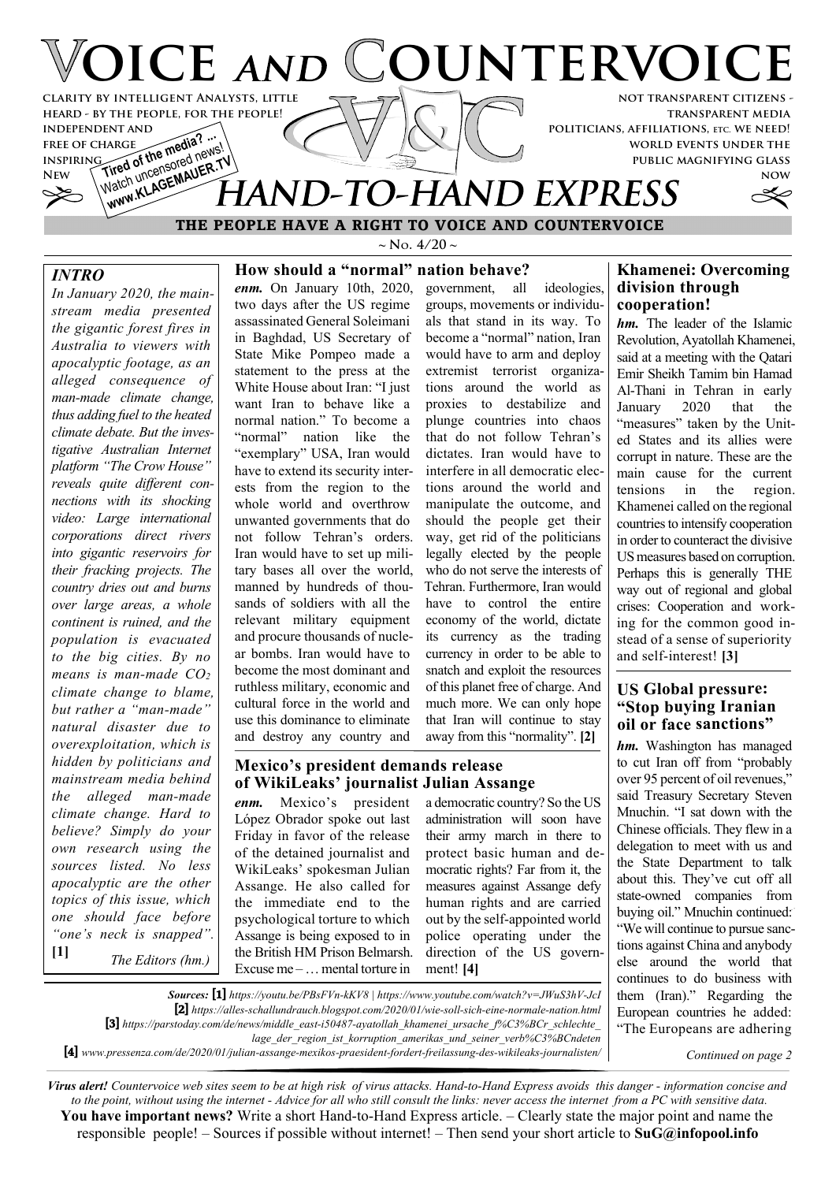# VOICE AND COUNTERVOICE

CLARITY BY INTELLIGENT ANALYSTS, LITTLE HEARD - BY THE PEOPLE, FOR THE PEOPLE! INDEPENDENT AND FREE OF CHARGE INSPIRING NEW

Tired of the media? ... Watch uncensored news! www.KLAGEMAUER.TV

NOT TRANSPARENT CITIZENS - TRANSPARENT MEDIA POLITICIANS, AFFILIATIONS, ETC. WE NEED! WORLD EVENTS UNDER THE PUBLIC MAGNIFYING GLASS NOW

## HAND-TO-HAND EXPRESS

**THE PEOPLE HAVE A RIGHT TO VOICE AND COUNTERVOICE**

~ No. 4/20 ~

### *INTRO*

*In January 2020, the mainstream media presented the gigantic forest fires in Australia to viewers with apocalyptic footage, as an alleged consequence of man-made climate change, thus adding fuel to the heated climate debate. But the investigative Australian Internet platform "The Crow House" reveals quite different connections with its shocking video: Large international corporations direct rivers into gigantic reservoirs for their fracking projects. The country dries out and burns over large areas, a whole continent is ruined, and the population is evacuated to the big cities. By no means is man-made $CO_2$ climate change to blame, but rather a "man-made" natural disaster due to overexploitation, which is hidden by politicians and mainstream media behind the alleged man-made climate change. Hard to believe? Simply do your own research using the sources listed. No less apocalyptic are the other topics of this issue, which one should face before "one's neck is snapped".* **[1]** *The Editors (hm.)*

### How should a "normal" nation behave?

***enm.*** On January 10th, 2020, two days after the US regime assassinated General Soleimani in Baghdad, US Secretary of State Mike Pompeo made a statement to the press at the White House about Iran: "I just want Iran to behave like a normal nation." To become a "normal" nation like the "exemplary" USA, Iran would have to extend its security interests from the region to the whole world and overthrow unwanted governments that do not follow Tehran's orders. Iran would have to set up military bases all over the world, manned by hundreds of thousands of soldiers with all the relevant military equipment and procure thousands of nuclear bombs. Iran would have to become the most dominant and ruthless military, economic and cultural force in the world and use this dominance to eliminate and destroy any country and government, all ideologies, groups, movements or individuals that stand in its way. To become a "normal" nation, Iran would have to arm and deploy extremist terrorist organizations around the world as proxies to destabilize and plunge countries into chaos that do not follow Tehran's dictates. Iran would have to interfere in all democratic elections around the world and manipulate the outcome, and should the people get their way, get rid of the politicians legally elected by the people who do not serve the interests of Tehran. Furthermore, Iran would have to control the entire economy of the world, dictate its currency as the trading currency in order to be able to snatch and exploit the resources of this planet free of charge. And much more. We can only hope that Iran will continue to stay away from this "normality". **[2]**

### Mexico's president demands release of WikiLeaks' journalist Julian Assange

***enm.*** Mexico's president López Obrador spoke out last Friday in favor of the release of the detained journalist and WikiLeaks' spokesman Julian Assange. He also called for the immediate end to the psychological torture to which Assange is being exposed to in the British HM Prison Belmarsh. Excuse me – … mental torture in a democratic country? So the US administration will soon have their army march in there to protect basic human and democratic rights? Far from it, the measures against Assange defy human rights and are carried out by the self-appointed world police operating under the direction of the US government! **[4]**

### Khamenei: Overcoming division through cooperation!

***hm.*** The leader of the Islamic Revolution, Ayatollah Khamenei, said at a meeting with the Qatari Emir Sheikh Tamim bin Hamad Al-Thani in Tehran in early January 2020 that the "measures" taken by the United States and its allies were corrupt in nature. These are the main cause for the current tensions in the region. Khamenei called on the regional countries to intensify cooperation in order to counteract the divisive US measures based on corruption. Perhaps this is generally THE way out of regional and global crises: Cooperation and working for the common good instead of a sense of superiority and self-interest! **[3]**

### US Global pressure: "Stop buying Iranian oil or face sanctions"

***hm.*** Washington has managed to cut Iran off from "probably over 95 percent of oil revenues," said Treasury Secretary Steven Mnuchin. "I sat down with the Chinese officials. They flew in a delegation to meet with us and the State Department to talk about this. They've cut off all state-owned companies from buying oil." Mnuchin continued: "We will continue to pursue sanctions against China and anybody else around the world that continues to do business with them (Iran)." Regarding the European countries he added: "The Europeans are adhering

*Continued on page 2*

***Sources:*** **[1]** *https://youtu.be/PBsFVn-kKV8 | https://www.youtube.com/watch?v=JWuS3hV-JcI*
**[2]** *https://alles-schallundrauch.blogspot.com/2020/01/wie-soll-sich-eine-normale-nation.html*
**[3]** *https://parstoday.com/de/news/middle_east-i50487-ayatollah_khamenei_ursache_f%C3%BCr_schlechte_lage_der_region_ist_korruption_amerikas_und_seiner_verb%C3%BCndeten*
**[4]** *www.pressenza.com/de/2020/01/julian-assange-mexikos-praesident-fordert-freilassung-des-wikileaks-journalisten/*

***Virus alert!*** *Countervoice web sites seem to be at high risk of virus attacks. Hand-to-Hand Express avoids this danger - information concise and to the point, without using the internet - Advice for all who still consult the links: never access the internet from a PC with sensitive data.*

**You have important news?** Write a short Hand-to-Hand Express article. – Clearly state the major point and name the responsible people! – Sources if possible without internet! – Then send your short article to **SuG@infopool.info**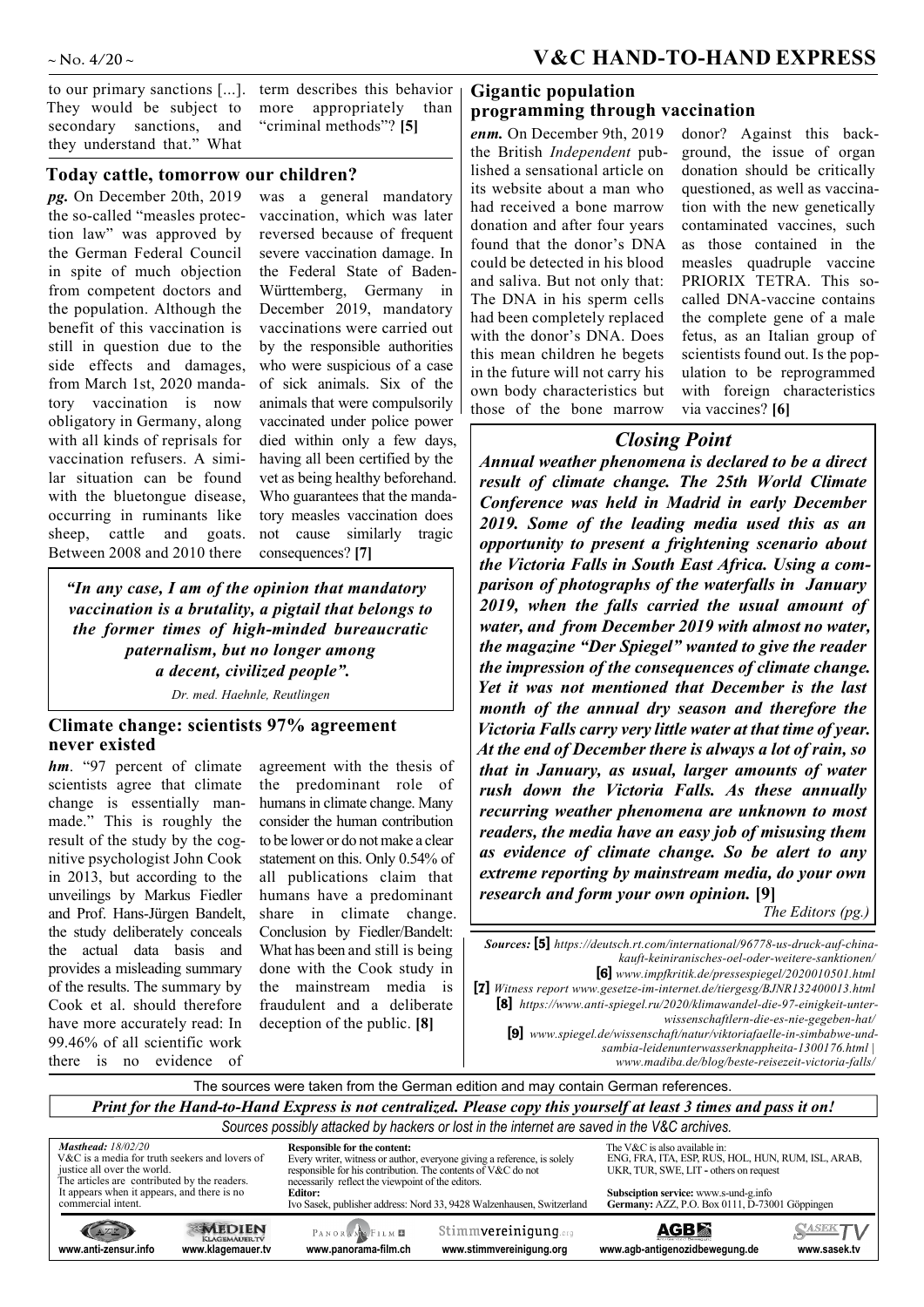to our primary sanctions [...]. They would be subject to secondary sanctions, and they understand that." What term describes this behavior more appropriately than "criminal methods"? **[5]**

## Today cattle, tomorrow our children?

***pg.*** On December 20th, 2019 the so-called "measles protection law" was approved by the German Federal Council in spite of much objection from competent doctors and the population. Although the benefit of this vaccination is still in question due to the side effects and damages, from March 1st, 2020 mandatory vaccination is now obligatory in Germany, along with all kinds of reprisals for vaccination refusers. A similar situation can be found with the bluetongue disease, occurring in ruminants like sheep, cattle and goats. Between 2008 and 2010 there was a general mandatory vaccination, which was later reversed because of frequent severe vaccination damage. In the Federal State of Baden-Württemberg, Germany in December 2019, mandatory vaccinations were carried out by the responsible authorities who were suspicious of a case of sick animals. Six of the animals that were compulsorily vaccinated under police power died within only a few days, having all been certified by the vet as being healthy beforehand. Who guarantees that the mandatory measles vaccination does not cause similarly tragic consequences? **[7]**

> ***"In any case, I am of the opinion that mandatory vaccination is a brutality, a pigtail that belongs to the former times of high-minded bureaucratic paternalism, but no longer among a decent, civilized people".***
>
> *Dr. med. Haehnle, Reutlingen*

## Climate change: scientists 97% agreement never existed

***hm*.** "97 percent of climate scientists agree that climate change is essentially man-made." This is roughly the result of the study by the cognitive psychologist John Cook in 2013, but according to the unveilings by Markus Fiedler and Prof. Hans-Jürgen Bandelt, the study deliberately conceals the actual data basis and provides a misleading summary of the results. The summary by Cook et al. should therefore have more accurately read: In 99.46% of all scientific work there is no evidence of agreement with the thesis of the predominant role of humans in climate change. Many consider the human contribution to be lower or do not make a clear statement on this. Only 0.54% of all publications claim that humans have a predominant share in climate change. Conclusion by Fiedler/Bandelt: What has been and still is being done with the Cook study in the mainstream media is fraudulent and a deliberate deception of the public. **[8]**

## Gigantic population programming through vaccination

***enm.*** On December 9th, 2019 the British *Independent* published a sensational article on its website about a man who had received a bone marrow donation and after four years found that the donor's DNA could be detected in his blood and saliva. But not only that: The DNA in his sperm cells had been completely replaced with the donor's DNA. Does this mean children he begets in the future will not carry his own body characteristics but those of the bone marrow donor? Against this background, the issue of organ donation should be critically questioned, as well as vaccination with the new genetically contaminated vaccines, such as those contained in the measles quadruple vaccine PRIORIX TETRA. This so-called DNA-vaccine contains the complete gene of a male fetus, as an Italian group of scientists found out. Is the population to be reprogrammed with foreign characteristics via vaccines? **[6]**

## *Closing Point*

***Annual weather phenomena is declared to be a direct result of climate change. The 25th World Climate Conference was held in Madrid in early December 2019. Some of the leading media used this as an opportunity to present a frightening scenario about the Victoria Falls in South East Africa. Using a comparison of photographs of the waterfalls in January 2019, when the falls carried the usual amount of water, and from December 2019 with almost no water, the magazine "Der Spiegel" wanted to give the reader the impression of the consequences of climate change. Yet it was not mentioned that December is the last month of the annual dry season and therefore the Victoria Falls carry very little water at that time of year. At the end of December there is always a lot of rain, so that in January, as usual, larger amounts of water rush down the Victoria Falls. As these annually recurring weather phenomena are unknown to most readers, the media have an easy job of misusing them as evidence of climate change. So be alert to any extreme reporting by mainstream media, do your own research and form your own opinion.* [9]**

*The Editors (pg.)*

*Sources:* **[5]** *https://deutsch.rt.com/international/96778-us-druck-auf-china-kauft-keiniranisches-oel-oder-weitere-sanktionen/*
**[6]** *www.impfkritik.de/pressespiegel/2020010501.html*
**[7]** *Witness report www.gesetze-im-internet.de/tiergesg/BJNR132400013.html*
**[8]** *https://www.anti-spiegel.ru/2020/klimawandel-die-97-einigkeit-unter-wissenschaftlern-die-es-nie-gegeben-hat/*
**[9]** *www.spiegel.de/wissenschaft/natur/viktoriafaelle-in-simbabwe-und-sambia-leidenunterwasserknappheita-1300176.html | www.madiba.de/blog/beste-reisezeit-victoria-falls/*

The sources were taken from the German edition and may contain German references.

***Print for the Hand-to-Hand Express is not centralized. Please copy this yourself at least 3 times and pass it on!***

*Sources possibly attacked by hackers or lost in the internet are saved in the V&C archives.*

***Masthead:** 18/02/20*
V&C is a media for truth seekers and lovers of justice all over the world.
The articles are contributed by the readers.
It appears when it appears, and there is no commercial intent.

**Responsible for the content:**
Every writer, witness or author, everyone giving a reference, is solely responsible for his contribution. The contents of V&C do not necessarily reflect the viewpoint of the editors.
**Editor:**
Ivo Sasek, publisher address: Nord 33, 9428 Walzenhausen, Switzerland

The V&C is also available in:
ENG, FRA, ITA, ESP, RUS, HOL, HUN, RUM, ISL, ARAB, UKR, TUR, SWE, LIT - others on request

**Subsciption service:** www.s-und-g.info
**Germany:** AZZ, P.O. Box 0111, D-73001 Göppingen

**www.anti-zensur.info** | **www.klagemauer.tv** | **www.panorama-film.ch** | **www.stimmvereinigung.org** | **www.agb-antigenozidbewegung.de** | **www.sasek.tv**